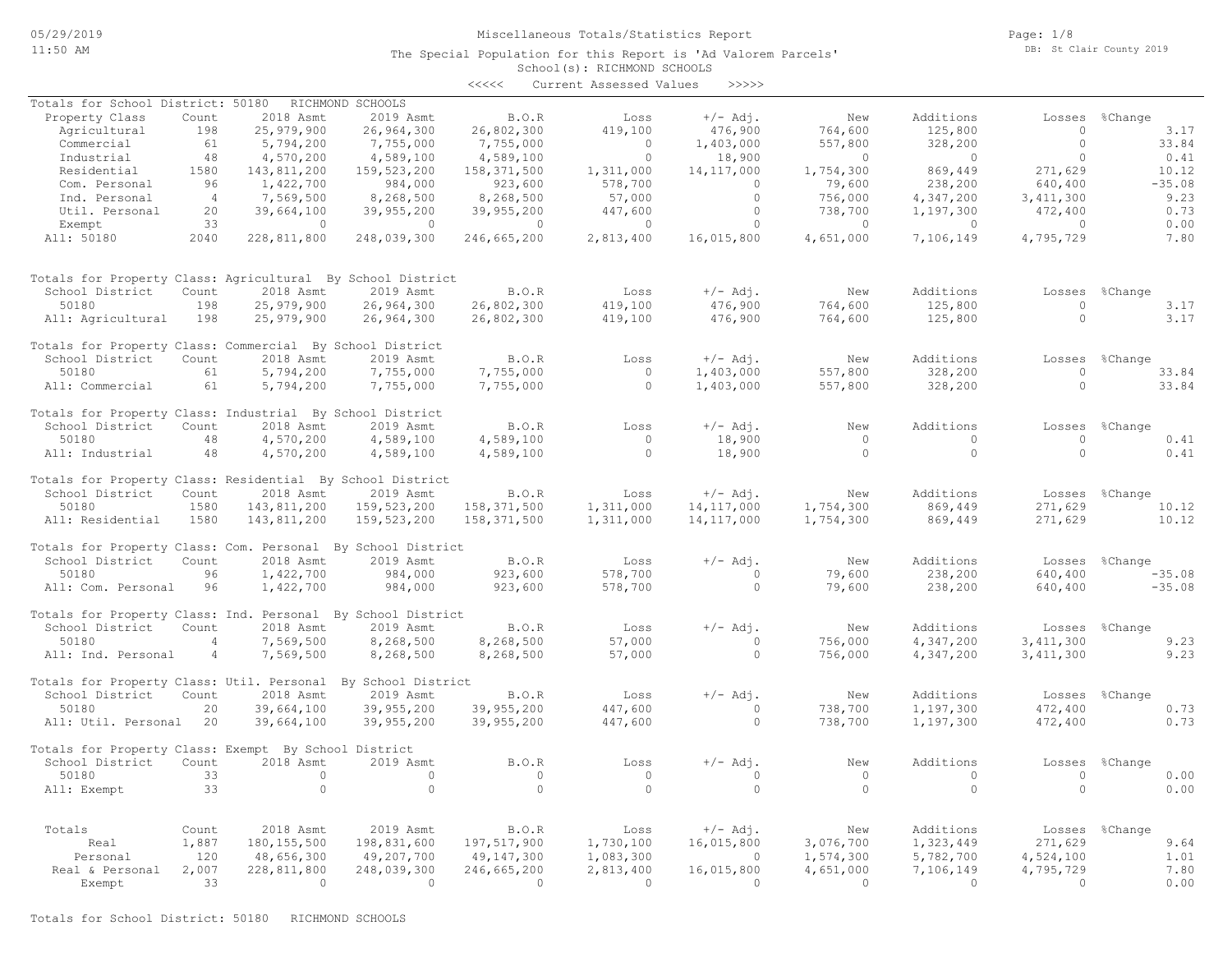# Miscellaneous Totals/Statistics Report

The Special Population for this Report is 'Ad Valorem Parcels'

School(s): RICHMOND SCHOOLS

<<<<< Current Assessed Values >>>>>

Totals for School District: 50180 RICHMOND SCHOOLS

| Property Class | Count | 2018 Asmt | 2019 Asmt | B.O.R | Loss | +/- Adj. | New | Additions | Losses | %Change |
|---|---|---|---|---|---|---|---|---|---|---|
| Agricultural | 198 | 25,979,900 | 26,964,300 | 26,802,300 | 419,100 | 476,900 | 764,600 | 125,800 | 0 | 3.17 |
| Commercial | 61 | 5,794,200 | 7,755,000 | 7,755,000 | 0 | 1,403,000 | 557,800 | 328,200 | 0 | 33.84 |
| Industrial | 48 | 4,570,200 | 4,589,100 | 4,589,100 | 0 | 18,900 | 0 | 0 | 0 | 0.41 |
| Residential | 1580 | 143,811,200 | 159,523,200 | 158,371,500 | 1,311,000 | 14,117,000 | 1,754,300 | 869,449 | 271,629 | 10.12 |
| Com. Personal | 96 | 1,422,700 | 984,000 | 923,600 | 578,700 | 0 | 79,600 | 238,200 | 640,400 | -35.08 |
| Ind. Personal | 4 | 7,569,500 | 8,268,500 | 8,268,500 | 57,000 | 0 | 756,000 | 4,347,200 | 3,411,300 | 9.23 |
| Util. Personal | 20 | 39,664,100 | 39,955,200 | 39,955,200 | 447,600 | 0 | 738,700 | 1,197,300 | 472,400 | 0.73 |
| Exempt | 33 | 0 | 0 | 0 | 0 | 0 | 0 | 0 | 0 | 0.00 |
| All: 50180 | 2040 | 228,811,800 | 248,039,300 | 246,665,200 | 2,813,400 | 16,015,800 | 4,651,000 | 7,106,149 | 4,795,729 | 7.80 |

Totals for Property Class: Agricultural By School District

| School District | Count | 2018 Asmt | 2019 Asmt | B.O.R | Loss | +/- Adj. | New | Additions | Losses | %Change |
|---|---|---|---|---|---|---|---|---|---|---|
| 50180 | 198 | 25,979,900 | 26,964,300 | 26,802,300 | 419,100 | 476,900 | 764,600 | 125,800 | 0 | 3.17 |
| All: Agricultural | 198 | 25,979,900 | 26,964,300 | 26,802,300 | 419,100 | 476,900 | 764,600 | 125,800 | 0 | 3.17 |

Totals for Property Class: Commercial By School District

| School District | Count | 2018 Asmt | 2019 Asmt | B.O.R | Loss | +/- Adj. | New | Additions | Losses | %Change |
|---|---|---|---|---|---|---|---|---|---|---|
| 50180 | 61 | 5,794,200 | 7,755,000 | 7,755,000 | 0 | 1,403,000 | 557,800 | 328,200 | 0 | 33.84 |
| All: Commercial | 61 | 5,794,200 | 7,755,000 | 7,755,000 | 0 | 1,403,000 | 557,800 | 328,200 | 0 | 33.84 |

Totals for Property Class: Industrial By School District

| School District | Count | 2018 Asmt | 2019 Asmt | B.O.R | Loss | +/- Adj. | New | Additions | Losses | %Change |
|---|---|---|---|---|---|---|---|---|---|---|
| 50180 | 48 | 4,570,200 | 4,589,100 | 4,589,100 | 0 | 18,900 | 0 | 0 | 0 | 0.41 |
| All: Industrial | 48 | 4,570,200 | 4,589,100 | 4,589,100 | 0 | 18,900 | 0 | 0 | 0 | 0.41 |

Totals for Property Class: Residential By School District

| School District | Count | 2018 Asmt | 2019 Asmt | B.O.R | Loss | +/- Adj. | New | Additions | Losses | %Change |
|---|---|---|---|---|---|---|---|---|---|---|
| 50180 | 1580 | 143,811,200 | 159,523,200 | 158,371,500 | 1,311,000 | 14,117,000 | 1,754,300 | 869,449 | 271,629 | 10.12 |
| All: Residential | 1580 | 143,811,200 | 159,523,200 | 158,371,500 | 1,311,000 | 14,117,000 | 1,754,300 | 869,449 | 271,629 | 10.12 |

Totals for Property Class: Com. Personal By School District

| School District | Count | 2018 Asmt | 2019 Asmt | B.O.R | Loss | +/- Adj. | New | Additions | Losses | %Change |
|---|---|---|---|---|---|---|---|---|---|---|
| 50180 | 96 | 1,422,700 | 984,000 | 923,600 | 578,700 | 0 | 79,600 | 238,200 | 640,400 | -35.08 |
| All: Com. Personal | 96 | 1,422,700 | 984,000 | 923,600 | 578,700 | 0 | 79,600 | 238,200 | 640,400 | -35.08 |

Totals for Property Class: Ind. Personal By School District

| School District | Count | 2018 Asmt | 2019 Asmt | B.O.R | Loss | +/- Adj. | New | Additions | Losses | %Change |
|---|---|---|---|---|---|---|---|---|---|---|
| 50180 | 4 | 7,569,500 | 8,268,500 | 8,268,500 | 57,000 | 0 | 756,000 | 4,347,200 | 3,411,300 | 9.23 |
| All: Ind. Personal | 4 | 7,569,500 | 8,268,500 | 8,268,500 | 57,000 | 0 | 756,000 | 4,347,200 | 3,411,300 | 9.23 |

Totals for Property Class: Util. Personal By School District

| School District | Count | 2018 Asmt | 2019 Asmt | B.O.R | Loss | +/- Adj. | New | Additions | Losses | %Change |
|---|---|---|---|---|---|---|---|---|---|---|
| 50180 | 20 | 39,664,100 | 39,955,200 | 39,955,200 | 447,600 | 0 | 738,700 | 1,197,300 | 472,400 | 0.73 |
| All: Util. Personal | 20 | 39,664,100 | 39,955,200 | 39,955,200 | 447,600 | 0 | 738,700 | 1,197,300 | 472,400 | 0.73 |

Totals for Property Class: Exempt By School District

| School District | Count | 2018 Asmt | 2019 Asmt | B.O.R | Loss | +/- Adj. | New | Additions | Losses | %Change |
|---|---|---|---|---|---|---|---|---|---|---|
| 50180 | 33 | 0 | 0 | 0 | 0 | 0 | 0 | 0 | 0 | 0.00 |
| All: Exempt | 33 | 0 | 0 | 0 | 0 | 0 | 0 | 0 | 0 | 0.00 |

| Totals | Count | 2018 Asmt | 2019 Asmt | B.O.R | Loss | +/- Adj. | New | Additions | Losses | %Change |
|---|---|---|---|---|---|---|---|---|---|---|
| Real | 1,887 | 180,155,500 | 198,831,600 | 197,517,900 | 1,730,100 | 16,015,800 | 3,076,700 | 1,323,449 | 271,629 | 9.64 |
| Personal | 120 | 48,656,300 | 49,207,700 | 49,147,300 | 1,083,300 | 0 | 1,574,300 | 5,782,700 | 4,524,100 | 1.01 |
| Real & Personal | 2,007 | 228,811,800 | 248,039,300 | 246,665,200 | 2,813,400 | 16,015,800 | 4,651,000 | 7,106,149 | 4,795,729 | 7.80 |
| Exempt | 33 | 0 | 0 | 0 | 0 | 0 | 0 | 0 | 0 | 0.00 |

Totals for School District: 50180 RICHMOND SCHOOLS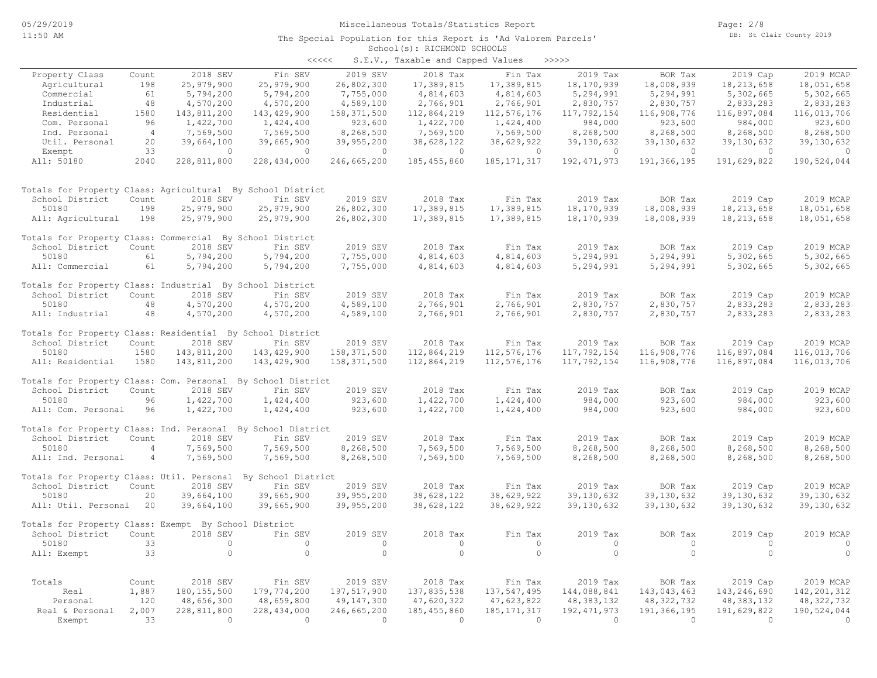# Miscellaneous Totals/Statistics Report

05/29/2019
11:50 AM

DB: St Clair County 2019

The Special Population for this Report is 'Ad Valorem Parcels'

School(s): RICHMOND SCHOOLS

<<<<< S.E.V., Taxable and Capped Values >>>>>

| Property Class | Count | 2018 SEV | Fin SEV | 2019 SEV | 2018 Tax | Fin Tax | 2019 Tax | BOR Tax | 2019 Cap | 2019 MCAP |
|---|---|---|---|---|---|---|---|---|---|---|
| Agricultural | 198 | 25,979,900 | 25,979,900 | 26,802,300 | 17,389,815 | 17,389,815 | 18,170,939 | 18,008,939 | 18,213,658 | 18,051,658 |
| Commercial | 61 | 5,794,200 | 5,794,200 | 7,755,000 | 4,814,603 | 4,814,603 | 5,294,991 | 5,294,991 | 5,302,665 | 5,302,665 |
| Industrial | 48 | 4,570,200 | 4,570,200 | 4,589,100 | 2,766,901 | 2,766,901 | 2,830,757 | 2,830,757 | 2,833,283 | 2,833,283 |
| Residential | 1580 | 143,811,200 | 143,429,900 | 158,371,500 | 112,864,219 | 112,576,176 | 117,792,154 | 116,908,776 | 116,897,084 | 116,013,706 |
| Com. Personal | 96 | 1,422,700 | 1,424,400 | 923,600 | 1,422,700 | 1,424,400 | 984,000 | 923,600 | 984,000 | 923,600 |
| Ind. Personal | 4 | 7,569,500 | 7,569,500 | 8,268,500 | 7,569,500 | 7,569,500 | 8,268,500 | 8,268,500 | 8,268,500 | 8,268,500 |
| Util. Personal | 20 | 39,664,100 | 39,665,900 | 39,955,200 | 38,628,122 | 38,629,922 | 39,130,632 | 39,130,632 | 39,130,632 | 39,130,632 |
| Exempt | 33 | 0 | 0 | 0 | 0 | 0 | 0 | 0 | 0 | 0 |
| All: 50180 | 2040 | 228,811,800 | 228,434,000 | 246,665,200 | 185,455,860 | 185,171,317 | 192,471,973 | 191,366,195 | 191,629,822 | 190,524,044 |

Totals for Property Class: Agricultural By School District

| School District | Count | 2018 SEV | Fin SEV | 2019 SEV | 2018 Tax | Fin Tax | 2019 Tax | BOR Tax | 2019 Cap | 2019 MCAP |
|---|---|---|---|---|---|---|---|---|---|---|
| 50180 | 198 | 25,979,900 | 25,979,900 | 26,802,300 | 17,389,815 | 17,389,815 | 18,170,939 | 18,008,939 | 18,213,658 | 18,051,658 |
| All: Agricultural | 198 | 25,979,900 | 25,979,900 | 26,802,300 | 17,389,815 | 17,389,815 | 18,170,939 | 18,008,939 | 18,213,658 | 18,051,658 |

Totals for Property Class: Commercial By School District

| School District | Count | 2018 SEV | Fin SEV | 2019 SEV | 2018 Tax | Fin Tax | 2019 Tax | BOR Tax | 2019 Cap | 2019 MCAP |
|---|---|---|---|---|---|---|---|---|---|---|
| 50180 | 61 | 5,794,200 | 5,794,200 | 7,755,000 | 4,814,603 | 4,814,603 | 5,294,991 | 5,294,991 | 5,302,665 | 5,302,665 |
| All: Commercial | 61 | 5,794,200 | 5,794,200 | 7,755,000 | 4,814,603 | 4,814,603 | 5,294,991 | 5,294,991 | 5,302,665 | 5,302,665 |

Totals for Property Class: Industrial By School District

| School District | Count | 2018 SEV | Fin SEV | 2019 SEV | 2018 Tax | Fin Tax | 2019 Tax | BOR Tax | 2019 Cap | 2019 MCAP |
|---|---|---|---|---|---|---|---|---|---|---|
| 50180 | 48 | 4,570,200 | 4,570,200 | 4,589,100 | 2,766,901 | 2,766,901 | 2,830,757 | 2,830,757 | 2,833,283 | 2,833,283 |
| All: Industrial | 48 | 4,570,200 | 4,570,200 | 4,589,100 | 2,766,901 | 2,766,901 | 2,830,757 | 2,830,757 | 2,833,283 | 2,833,283 |

Totals for Property Class: Residential By School District

| School District | Count | 2018 SEV | Fin SEV | 2019 SEV | 2018 Tax | Fin Tax | 2019 Tax | BOR Tax | 2019 Cap | 2019 MCAP |
|---|---|---|---|---|---|---|---|---|---|---|
| 50180 | 1580 | 143,811,200 | 143,429,900 | 158,371,500 | 112,864,219 | 112,576,176 | 117,792,154 | 116,908,776 | 116,897,084 | 116,013,706 |
| All: Residential | 1580 | 143,811,200 | 143,429,900 | 158,371,500 | 112,864,219 | 112,576,176 | 117,792,154 | 116,908,776 | 116,897,084 | 116,013,706 |

Totals for Property Class: Com. Personal By School District

| School District | Count | 2018 SEV | Fin SEV | 2019 SEV | 2018 Tax | Fin Tax | 2019 Tax | BOR Tax | 2019 Cap | 2019 MCAP |
|---|---|---|---|---|---|---|---|---|---|---|
| 50180 | 96 | 1,422,700 | 1,424,400 | 923,600 | 1,422,700 | 1,424,400 | 984,000 | 923,600 | 984,000 | 923,600 |
| All: Com. Personal | 96 | 1,422,700 | 1,424,400 | 923,600 | 1,422,700 | 1,424,400 | 984,000 | 923,600 | 984,000 | 923,600 |

Totals for Property Class: Ind. Personal By School District

| School District | Count | 2018 SEV | Fin SEV | 2019 SEV | 2018 Tax | Fin Tax | 2019 Tax | BOR Tax | 2019 Cap | 2019 MCAP |
|---|---|---|---|---|---|---|---|---|---|---|
| 50180 | 4 | 7,569,500 | 7,569,500 | 8,268,500 | 7,569,500 | 7,569,500 | 8,268,500 | 8,268,500 | 8,268,500 | 8,268,500 |
| All: Ind. Personal | 4 | 7,569,500 | 7,569,500 | 8,268,500 | 7,569,500 | 7,569,500 | 8,268,500 | 8,268,500 | 8,268,500 | 8,268,500 |

Totals for Property Class: Util. Personal By School District

| School District | Count | 2018 SEV | Fin SEV | 2019 SEV | 2018 Tax | Fin Tax | 2019 Tax | BOR Tax | 2019 Cap | 2019 MCAP |
|---|---|---|---|---|---|---|---|---|---|---|
| 50180 | 20 | 39,664,100 | 39,665,900 | 39,955,200 | 38,628,122 | 38,629,922 | 39,130,632 | 39,130,632 | 39,130,632 | 39,130,632 |
| All: Util. Personal | 20 | 39,664,100 | 39,665,900 | 39,955,200 | 38,628,122 | 38,629,922 | 39,130,632 | 39,130,632 | 39,130,632 | 39,130,632 |

Totals for Property Class: Exempt By School District

| School District | Count | 2018 SEV | Fin SEV | 2019 SEV | 2018 Tax | Fin Tax | 2019 Tax | BOR Tax | 2019 Cap | 2019 MCAP |
|---|---|---|---|---|---|---|---|---|---|---|
| 50180 | 33 | 0 | 0 | 0 | 0 | 0 | 0 | 0 | 0 | 0 |
| All: Exempt | 33 | 0 | 0 | 0 | 0 | 0 | 0 | 0 | 0 | 0 |

| Totals | Count | 2018 SEV | Fin SEV | 2019 SEV | 2018 Tax | Fin Tax | 2019 Tax | BOR Tax | 2019 Cap | 2019 MCAP |
|---|---|---|---|---|---|---|---|---|---|---|
| Real | 1,887 | 180,155,500 | 179,774,200 | 197,517,900 | 137,835,538 | 137,547,495 | 144,088,841 | 143,043,463 | 143,246,690 | 142,201,312 |
| Personal | 120 | 48,656,300 | 48,659,800 | 49,147,300 | 47,620,322 | 47,623,822 | 48,383,132 | 48,322,732 | 48,383,132 | 48,322,732 |
| Real & Personal | 2,007 | 228,811,800 | 228,434,000 | 246,665,200 | 185,455,860 | 185,171,317 | 192,471,973 | 191,366,195 | 191,629,822 | 190,524,044 |
| Exempt | 33 | 0 | 0 | 0 | 0 | 0 | 0 | 0 | 0 | 0 |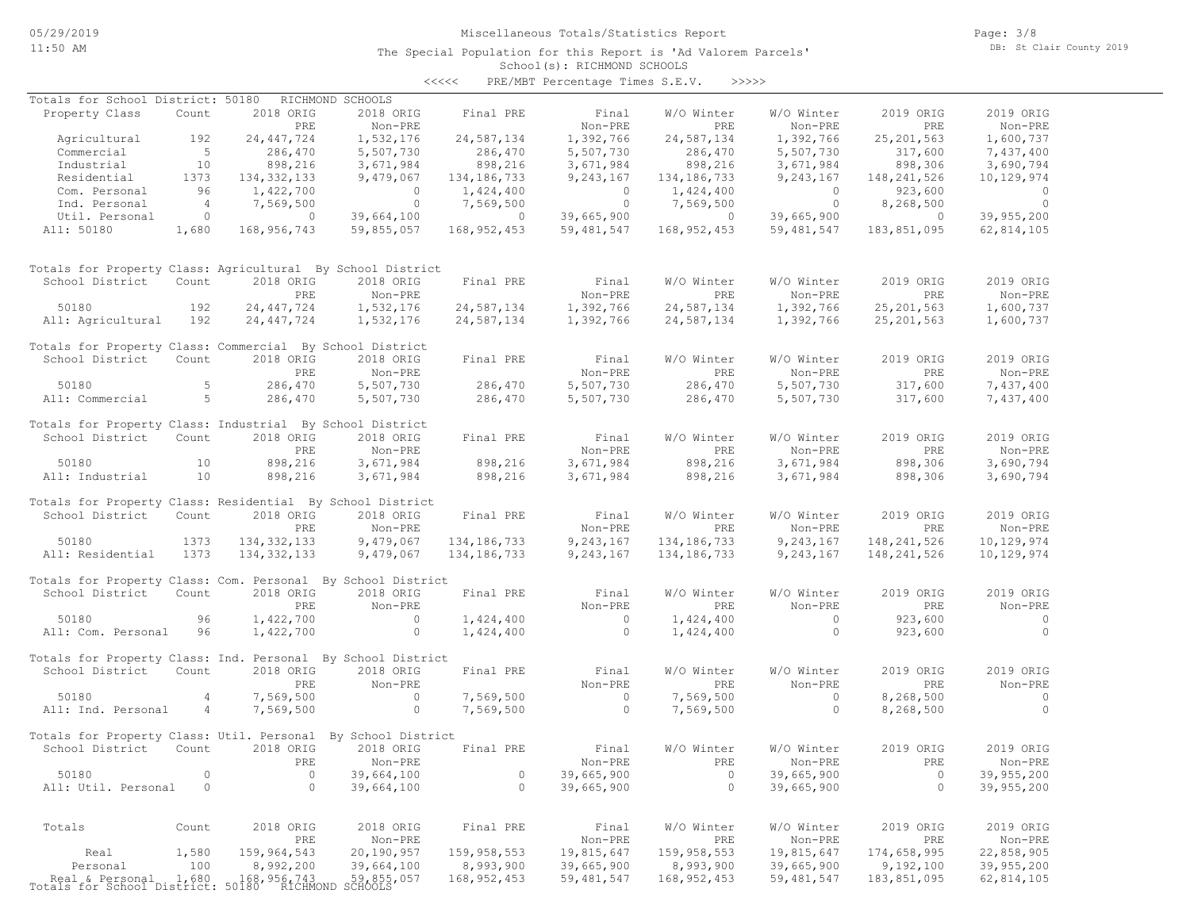# Miscellaneous Totals/Statistics Report

The Special Population for this Report is 'Ad Valorem Parcels'

School(s): RICHMOND SCHOOLS

<<<<< PRE/MBT Percentage Times S.E.V. >>>>>

Totals for School District: 50180 RICHMOND SCHOOLS

| Property Class | Count | 2018 ORIG PRE | 2018 ORIG Non-PRE | Final PRE | Final Non-PRE | W/O Winter PRE | W/O Winter Non-PRE | 2019 ORIG PRE | 2019 ORIG Non-PRE |
|---|---|---|---|---|---|---|---|---|---|
| Agricultural | 192 | 24,447,724 | 1,532,176 | 24,587,134 | 1,392,766 | 24,587,134 | 1,392,766 | 25,201,563 | 1,600,737 |
| Commercial | 5 | 286,470 | 5,507,730 | 286,470 | 5,507,730 | 286,470 | 5,507,730 | 317,600 | 7,437,400 |
| Industrial | 10 | 898,216 | 3,671,984 | 898,216 | 3,671,984 | 898,216 | 3,671,984 | 898,306 | 3,690,794 |
| Residential | 1373 | 134,332,133 | 9,479,067 | 134,186,733 | 9,243,167 | 134,186,733 | 9,243,167 | 148,241,526 | 10,129,974 |
| Com. Personal | 96 | 1,422,700 | 0 | 1,424,400 | 0 | 1,424,400 | 0 | 923,600 | 0 |
| Ind. Personal | 4 | 7,569,500 | 0 | 7,569,500 | 0 | 7,569,500 | 0 | 8,268,500 | 0 |
| Util. Personal | 0 | 0 | 39,664,100 | 0 | 39,665,900 | 0 | 39,665,900 | 0 | 39,955,200 |
| All: 50180 | 1,680 | 168,956,743 | 59,855,057 | 168,952,453 | 59,481,547 | 168,952,453 | 59,481,547 | 183,851,095 | 62,814,105 |

Totals for Property Class: Agricultural By School District

| School District | Count | 2018 ORIG PRE | 2018 ORIG Non-PRE | Final PRE | Final Non-PRE | W/O Winter PRE | W/O Winter Non-PRE | 2019 ORIG PRE | 2019 ORIG Non-PRE |
|---|---|---|---|---|---|---|---|---|---|
| 50180 | 192 | 24,447,724 | 1,532,176 | 24,587,134 | 1,392,766 | 24,587,134 | 1,392,766 | 25,201,563 | 1,600,737 |
| All: Agricultural | 192 | 24,447,724 | 1,532,176 | 24,587,134 | 1,392,766 | 24,587,134 | 1,392,766 | 25,201,563 | 1,600,737 |

Totals for Property Class: Commercial By School District

| School District | Count | 2018 ORIG PRE | 2018 ORIG Non-PRE | Final PRE | Final Non-PRE | W/O Winter PRE | W/O Winter Non-PRE | 2019 ORIG PRE | 2019 ORIG Non-PRE |
|---|---|---|---|---|---|---|---|---|---|
| 50180 | 5 | 286,470 | 5,507,730 | 286,470 | 5,507,730 | 286,470 | 5,507,730 | 317,600 | 7,437,400 |
| All: Commercial | 5 | 286,470 | 5,507,730 | 286,470 | 5,507,730 | 286,470 | 5,507,730 | 317,600 | 7,437,400 |

Totals for Property Class: Industrial By School District

| School District | Count | 2018 ORIG PRE | 2018 ORIG Non-PRE | Final PRE | Final Non-PRE | W/O Winter PRE | W/O Winter Non-PRE | 2019 ORIG PRE | 2019 ORIG Non-PRE |
|---|---|---|---|---|---|---|---|---|---|
| 50180 | 10 | 898,216 | 3,671,984 | 898,216 | 3,671,984 | 898,216 | 3,671,984 | 898,306 | 3,690,794 |
| All: Industrial | 10 | 898,216 | 3,671,984 | 898,216 | 3,671,984 | 898,216 | 3,671,984 | 898,306 | 3,690,794 |

Totals for Property Class: Residential By School District

| School District | Count | 2018 ORIG PRE | 2018 ORIG Non-PRE | Final PRE | Final Non-PRE | W/O Winter PRE | W/O Winter Non-PRE | 2019 ORIG PRE | 2019 ORIG Non-PRE |
|---|---|---|---|---|---|---|---|---|---|
| 50180 | 1373 | 134,332,133 | 9,479,067 | 134,186,733 | 9,243,167 | 134,186,733 | 9,243,167 | 148,241,526 | 10,129,974 |
| All: Residential | 1373 | 134,332,133 | 9,479,067 | 134,186,733 | 9,243,167 | 134,186,733 | 9,243,167 | 148,241,526 | 10,129,974 |

Totals for Property Class: Com. Personal By School District

| School District | Count | 2018 ORIG PRE | 2018 ORIG Non-PRE | Final PRE | Final Non-PRE | W/O Winter PRE | W/O Winter Non-PRE | 2019 ORIG PRE | 2019 ORIG Non-PRE |
|---|---|---|---|---|---|---|---|---|---|
| 50180 | 96 | 1,422,700 | 0 | 1,424,400 | 0 | 1,424,400 | 0 | 923,600 | 0 |
| All: Com. Personal | 96 | 1,422,700 | 0 | 1,424,400 | 0 | 1,424,400 | 0 | 923,600 | 0 |

Totals for Property Class: Ind. Personal By School District

| School District | Count | 2018 ORIG PRE | 2018 ORIG Non-PRE | Final PRE | Final Non-PRE | W/O Winter PRE | W/O Winter Non-PRE | 2019 ORIG PRE | 2019 ORIG Non-PRE |
|---|---|---|---|---|---|---|---|---|---|
| 50180 | 4 | 7,569,500 | 0 | 7,569,500 | 0 | 7,569,500 | 0 | 8,268,500 | 0 |
| All: Ind. Personal | 4 | 7,569,500 | 0 | 7,569,500 | 0 | 7,569,500 | 0 | 8,268,500 | 0 |

Totals for Property Class: Util. Personal By School District

| School District | Count | 2018 ORIG PRE | 2018 ORIG Non-PRE | Final PRE | Final Non-PRE | W/O Winter PRE | W/O Winter Non-PRE | 2019 ORIG PRE | 2019 ORIG Non-PRE |
|---|---|---|---|---|---|---|---|---|---|
| 50180 | 0 | 0 | 39,664,100 | 0 | 39,665,900 | 0 | 39,665,900 | 0 | 39,955,200 |
| All: Util. Personal | 0 | 0 | 39,664,100 | 0 | 39,665,900 | 0 | 39,665,900 | 0 | 39,955,200 |

| Totals | Count | 2018 ORIG PRE | 2018 ORIG Non-PRE | Final PRE | Final Non-PRE | W/O Winter PRE | W/O Winter Non-PRE | 2019 ORIG PRE | 2019 ORIG Non-PRE |
|---|---|---|---|---|---|---|---|---|---|
| Real | 1,580 | 159,964,543 | 20,190,957 | 159,958,553 | 19,815,647 | 159,958,553 | 19,815,647 | 174,658,995 | 22,858,905 |
| Personal | 100 | 8,992,200 | 39,664,100 | 8,993,900 | 39,665,900 | 8,993,900 | 39,665,900 | 9,192,100 | 39,955,200 |
| Real & Personal | 1,680 | 168,956,743 | 59,855,057 | 168,952,453 | 59,481,547 | 168,952,453 | 59,481,547 | 183,851,095 | 62,814,105 |

Totals for School District: 50180 RICHMOND SCHOOLS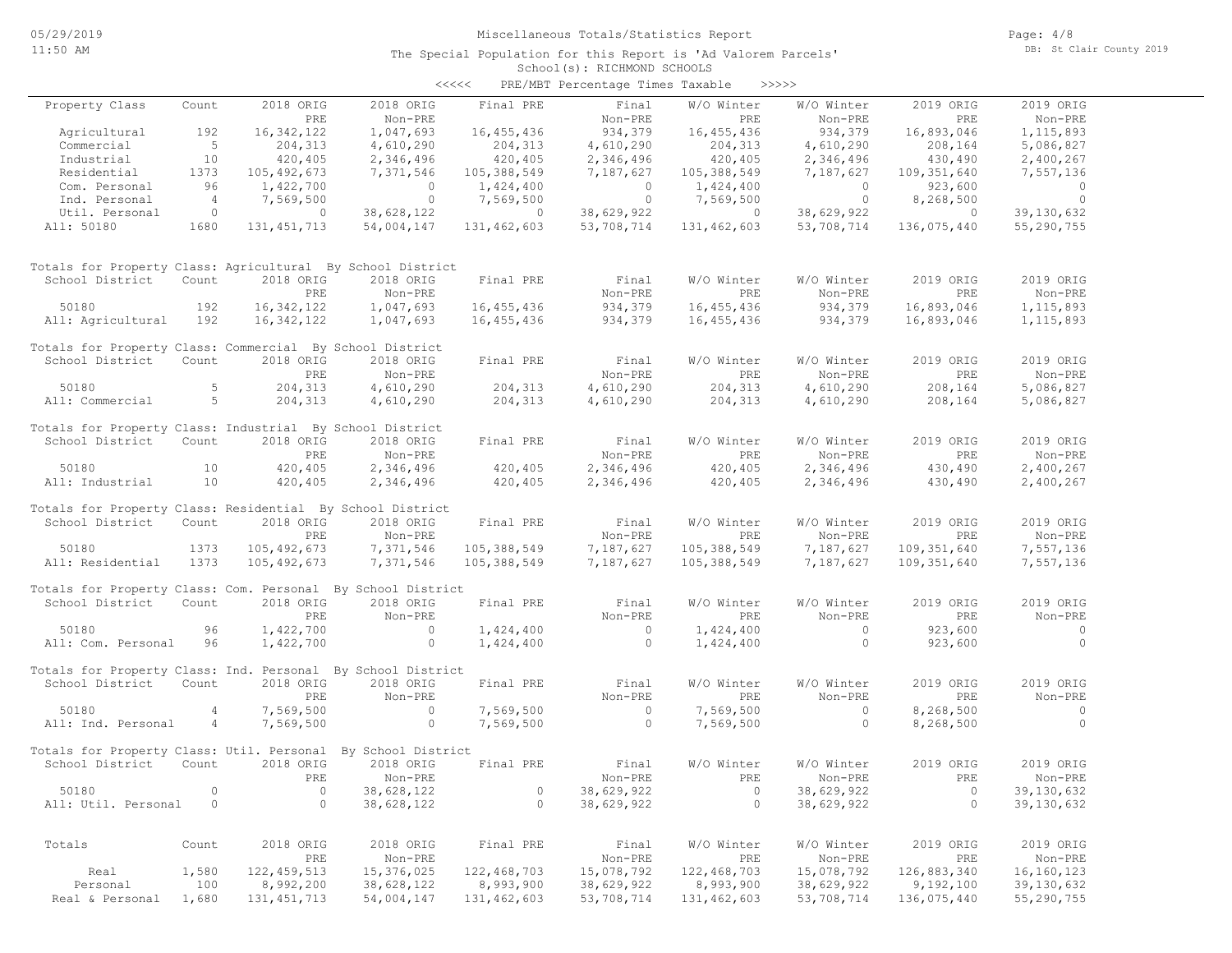Miscellaneous Totals/Statistics Report

The Special Population for this Report is 'Ad Valorem Parcels'

School(s): RICHMOND SCHOOLS

<<<<< PRE/MBT Percentage Times Taxable >>>>>

| Property Class | Count | 2018 ORIG PRE | 2018 ORIG Non-PRE | Final PRE | Final Non-PRE | W/O Winter PRE | W/O Winter Non-PRE | 2019 ORIG PRE | 2019 ORIG Non-PRE |
|---|---|---|---|---|---|---|---|---|---|
| Agricultural | 192 | 16,342,122 | 1,047,693 | 16,455,436 | 934,379 | 16,455,436 | 934,379 | 16,893,046 | 1,115,893 |
| Commercial | 5 | 204,313 | 4,610,290 | 204,313 | 4,610,290 | 204,313 | 4,610,290 | 208,164 | 5,086,827 |
| Industrial | 10 | 420,405 | 2,346,496 | 420,405 | 2,346,496 | 420,405 | 2,346,496 | 430,490 | 2,400,267 |
| Residential | 1373 | 105,492,673 | 7,371,546 | 105,388,549 | 7,187,627 | 105,388,549 | 7,187,627 | 109,351,640 | 7,557,136 |
| Com. Personal | 96 | 1,422,700 | 0 | 1,424,400 | 0 | 1,424,400 | 0 | 923,600 | 0 |
| Ind. Personal | 4 | 7,569,500 | 0 | 7,569,500 | 0 | 7,569,500 | 0 | 8,268,500 | 0 |
| Util. Personal | 0 | 0 | 38,628,122 | 0 | 38,629,922 | 0 | 38,629,922 | 0 | 39,130,632 |
| All: 50180 | 1680 | 131,451,713 | 54,004,147 | 131,462,603 | 53,708,714 | 131,462,603 | 53,708,714 | 136,075,440 | 55,290,755 |

Totals for Property Class: Agricultural By School District

| School District | Count | 2018 ORIG PRE | 2018 ORIG Non-PRE | Final PRE | Final Non-PRE | W/O Winter PRE | W/O Winter Non-PRE | 2019 ORIG PRE | 2019 ORIG Non-PRE |
|---|---|---|---|---|---|---|---|---|---|
| 50180 | 192 | 16,342,122 | 1,047,693 | 16,455,436 | 934,379 | 16,455,436 | 934,379 | 16,893,046 | 1,115,893 |
| All: Agricultural | 192 | 16,342,122 | 1,047,693 | 16,455,436 | 934,379 | 16,455,436 | 934,379 | 16,893,046 | 1,115,893 |

Totals for Property Class: Commercial By School District

| School District | Count | 2018 ORIG PRE | 2018 ORIG Non-PRE | Final PRE | Final Non-PRE | W/O Winter PRE | W/O Winter Non-PRE | 2019 ORIG PRE | 2019 ORIG Non-PRE |
|---|---|---|---|---|---|---|---|---|---|
| 50180 | 5 | 204,313 | 4,610,290 | 204,313 | 4,610,290 | 204,313 | 4,610,290 | 208,164 | 5,086,827 |
| All: Commercial | 5 | 204,313 | 4,610,290 | 204,313 | 4,610,290 | 204,313 | 4,610,290 | 208,164 | 5,086,827 |

Totals for Property Class: Industrial By School District

| School District | Count | 2018 ORIG PRE | 2018 ORIG Non-PRE | Final PRE | Final Non-PRE | W/O Winter PRE | W/O Winter Non-PRE | 2019 ORIG PRE | 2019 ORIG Non-PRE |
|---|---|---|---|---|---|---|---|---|---|
| 50180 | 10 | 420,405 | 2,346,496 | 420,405 | 2,346,496 | 420,405 | 2,346,496 | 430,490 | 2,400,267 |
| All: Industrial | 10 | 420,405 | 2,346,496 | 420,405 | 2,346,496 | 420,405 | 2,346,496 | 430,490 | 2,400,267 |

Totals for Property Class: Residential By School District

| School District | Count | 2018 ORIG PRE | 2018 ORIG Non-PRE | Final PRE | Final Non-PRE | W/O Winter PRE | W/O Winter Non-PRE | 2019 ORIG PRE | 2019 ORIG Non-PRE |
|---|---|---|---|---|---|---|---|---|---|
| 50180 | 1373 | 105,492,673 | 7,371,546 | 105,388,549 | 7,187,627 | 105,388,549 | 7,187,627 | 109,351,640 | 7,557,136 |
| All: Residential | 1373 | 105,492,673 | 7,371,546 | 105,388,549 | 7,187,627 | 105,388,549 | 7,187,627 | 109,351,640 | 7,557,136 |

Totals for Property Class: Com. Personal By School District

| School District | Count | 2018 ORIG PRE | 2018 ORIG Non-PRE | Final PRE | Final Non-PRE | W/O Winter PRE | W/O Winter Non-PRE | 2019 ORIG PRE | 2019 ORIG Non-PRE |
|---|---|---|---|---|---|---|---|---|---|
| 50180 | 96 | 1,422,700 | 0 | 1,424,400 | 0 | 1,424,400 | 0 | 923,600 | 0 |
| All: Com. Personal | 96 | 1,422,700 | 0 | 1,424,400 | 0 | 1,424,400 | 0 | 923,600 | 0 |

Totals for Property Class: Ind. Personal By School District

| School District | Count | 2018 ORIG PRE | 2018 ORIG Non-PRE | Final PRE | Final Non-PRE | W/O Winter PRE | W/O Winter Non-PRE | 2019 ORIG PRE | 2019 ORIG Non-PRE |
|---|---|---|---|---|---|---|---|---|---|
| 50180 | 4 | 7,569,500 | 0 | 7,569,500 | 0 | 7,569,500 | 0 | 8,268,500 | 0 |
| All: Ind. Personal | 4 | 7,569,500 | 0 | 7,569,500 | 0 | 7,569,500 | 0 | 8,268,500 | 0 |

Totals for Property Class: Util. Personal By School District

| School District | Count | 2018 ORIG PRE | 2018 ORIG Non-PRE | Final PRE | Final Non-PRE | W/O Winter PRE | W/O Winter Non-PRE | 2019 ORIG PRE | 2019 ORIG Non-PRE |
|---|---|---|---|---|---|---|---|---|---|
| 50180 | 0 | 0 | 38,628,122 | 0 | 38,629,922 | 0 | 38,629,922 | 0 | 39,130,632 |
| All: Util. Personal | 0 | 0 | 38,628,122 | 0 | 38,629,922 | 0 | 38,629,922 | 0 | 39,130,632 |

| Totals | Count | 2018 ORIG PRE | 2018 ORIG Non-PRE | Final PRE | Final Non-PRE | W/O Winter PRE | W/O Winter Non-PRE | 2019 ORIG PRE | 2019 ORIG Non-PRE |
|---|---|---|---|---|---|---|---|---|---|
| Real | 1,580 | 122,459,513 | 15,376,025 | 122,468,703 | 15,078,792 | 122,468,703 | 15,078,792 | 126,883,340 | 16,160,123 |
| Personal | 100 | 8,992,200 | 38,628,122 | 8,993,900 | 38,629,922 | 8,993,900 | 38,629,922 | 9,192,100 | 39,130,632 |
| Real & Personal | 1,680 | 131,451,713 | 54,004,147 | 131,462,603 | 53,708,714 | 131,462,603 | 53,708,714 | 136,075,440 | 55,290,755 |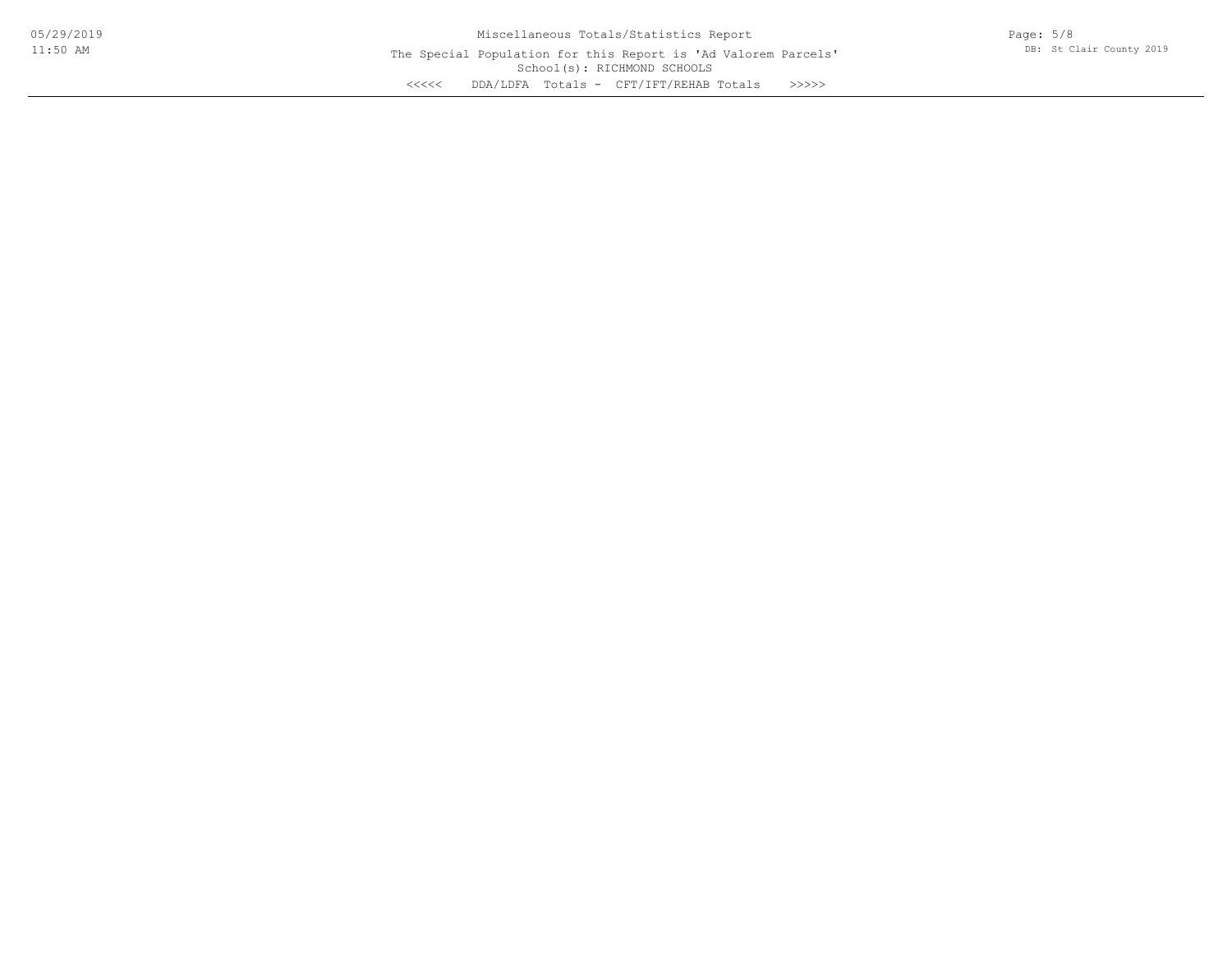<<<<< DDA/LDFA Totals - CFT/IFT/REHAB Totals >>>>>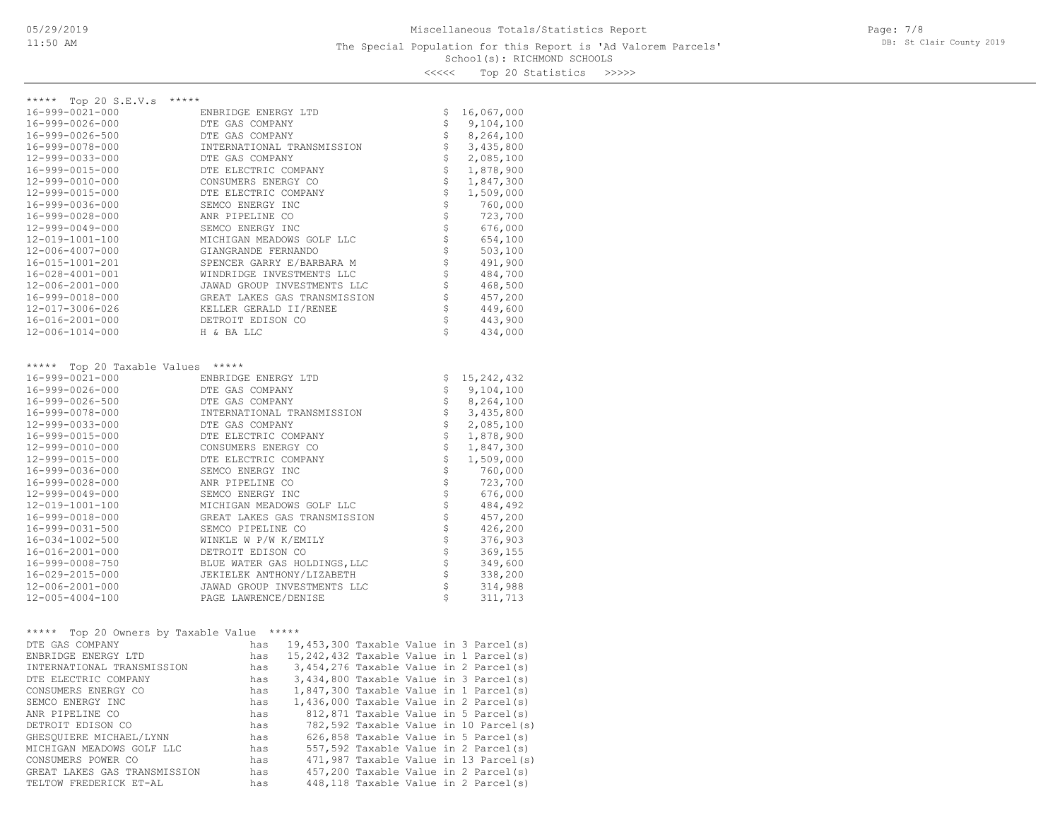Miscellaneous Totals/Statistics Report

The Special Population for this Report is 'Ad Valorem Parcels'

School(s): RICHMOND SCHOOLS

<<<<< Top 20 Statistics >>>>>

## ***** Top 20 S.E.V.s *****

| Parcel | Owner | S.E.V. |
|---|---|---|
| 16-999-0021-000 | ENBRIDGE ENERGY LTD | $ 16,067,000 |
| 16-999-0026-000 | DTE GAS COMPANY | $ 9,104,100 |
| 16-999-0026-500 | DTE GAS COMPANY | $ 8,264,100 |
| 16-999-0078-000 | INTERNATIONAL TRANSMISSION | $ 3,435,800 |
| 12-999-0033-000 | DTE GAS COMPANY | $ 2,085,100 |
| 16-999-0015-000 | DTE ELECTRIC COMPANY | $ 1,878,900 |
| 12-999-0010-000 | CONSUMERS ENERGY CO | $ 1,847,300 |
| 12-999-0015-000 | DTE ELECTRIC COMPANY | $ 1,509,000 |
| 16-999-0036-000 | SEMCO ENERGY INC | $ 760,000 |
| 16-999-0028-000 | ANR PIPELINE CO | $ 723,700 |
| 12-999-0049-000 | SEMCO ENERGY INC | $ 676,000 |
| 12-019-1001-100 | MICHIGAN MEADOWS GOLF LLC | $ 654,100 |
| 12-006-4007-000 | GIANGRANDE FERNANDO | $ 503,100 |
| 16-015-1001-201 | SPENCER GARRY E/BARBARA M | $ 491,900 |
| 16-028-4001-001 | WINDRIDGE INVESTMENTS LLC | $ 484,700 |
| 12-006-2001-000 | JAWAD GROUP INVESTMENTS LLC | $ 468,500 |
| 16-999-0018-000 | GREAT LAKES GAS TRANSMISSION | $ 457,200 |
| 12-017-3006-026 | KELLER GERALD II/RENEE | $ 449,600 |
| 16-016-2001-000 | DETROIT EDISON CO | $ 443,900 |
| 12-006-1014-000 | H & BA LLC | $ 434,000 |

## ***** Top 20 Taxable Values *****

| Parcel | Owner | Taxable Value |
|---|---|---|
| 16-999-0021-000 | ENBRIDGE ENERGY LTD | $ 15,242,432 |
| 16-999-0026-000 | DTE GAS COMPANY | $ 9,104,100 |
| 16-999-0026-500 | DTE GAS COMPANY | $ 8,264,100 |
| 16-999-0078-000 | INTERNATIONAL TRANSMISSION | $ 3,435,800 |
| 12-999-0033-000 | DTE GAS COMPANY | $ 2,085,100 |
| 16-999-0015-000 | DTE ELECTRIC COMPANY | $ 1,878,900 |
| 12-999-0010-000 | CONSUMERS ENERGY CO | $ 1,847,300 |
| 12-999-0015-000 | DTE ELECTRIC COMPANY | $ 1,509,000 |
| 16-999-0036-000 | SEMCO ENERGY INC | $ 760,000 |
| 16-999-0028-000 | ANR PIPELINE CO | $ 723,700 |
| 12-999-0049-000 | SEMCO ENERGY INC | $ 676,000 |
| 12-019-1001-100 | MICHIGAN MEADOWS GOLF LLC | $ 484,492 |
| 16-999-0018-000 | GREAT LAKES GAS TRANSMISSION | $ 457,200 |
| 16-999-0031-500 | SEMCO PIPELINE CO | $ 426,200 |
| 16-034-1002-500 | WINKLE W P/W K/EMILY | $ 376,903 |
| 16-016-2001-000 | DETROIT EDISON CO | $ 369,155 |
| 16-999-0008-750 | BLUE WATER GAS HOLDINGS,LLC | $ 349,600 |
| 16-029-2015-000 | JEKIELEK ANTHONY/LIZABETH | $ 338,200 |
| 12-006-2001-000 | JAWAD GROUP INVESTMENTS LLC | $ 314,988 |
| 12-005-4004-100 | PAGE LAWRENCE/DENISE | $ 311,713 |

## ***** Top 20 Owners by Taxable Value *****

| Owner | | Taxable Value | | Parcels |
|---|---|---|---|---|
| DTE GAS COMPANY | has | 19,453,300 | Taxable Value in | 3 Parcel(s) |
| ENBRIDGE ENERGY LTD | has | 15,242,432 | Taxable Value in | 1 Parcel(s) |
| INTERNATIONAL TRANSMISSION | has | 3,454,276 | Taxable Value in | 2 Parcel(s) |
| DTE ELECTRIC COMPANY | has | 3,434,800 | Taxable Value in | 3 Parcel(s) |
| CONSUMERS ENERGY CO | has | 1,847,300 | Taxable Value in | 1 Parcel(s) |
| SEMCO ENERGY INC | has | 1,436,000 | Taxable Value in | 2 Parcel(s) |
| ANR PIPELINE CO | has | 812,871 | Taxable Value in | 5 Parcel(s) |
| DETROIT EDISON CO | has | 782,592 | Taxable Value in | 10 Parcel(s) |
| GHESQUIERE MICHAEL/LYNN | has | 626,858 | Taxable Value in | 5 Parcel(s) |
| MICHIGAN MEADOWS GOLF LLC | has | 557,592 | Taxable Value in | 2 Parcel(s) |
| CONSUMERS POWER CO | has | 471,987 | Taxable Value in | 13 Parcel(s) |
| GREAT LAKES GAS TRANSMISSION | has | 457,200 | Taxable Value in | 2 Parcel(s) |
| TELTOW FREDERICK ET-AL | has | 448,118 | Taxable Value in | 2 Parcel(s) |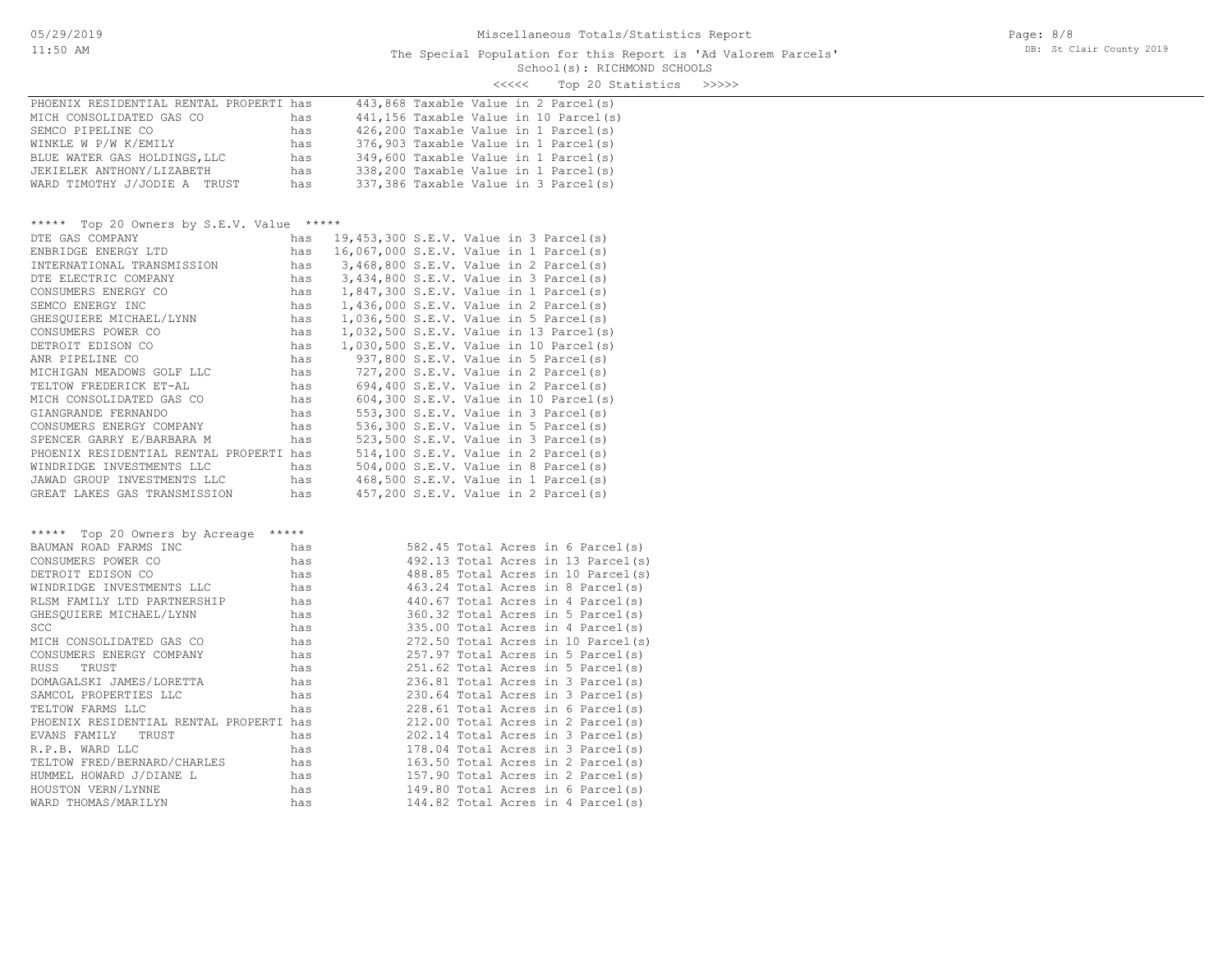| | | |
|---|---|---|
| PHOENIX RESIDENTIAL RENTAL PROPERTI | has | 443,868 Taxable Value in 2 Parcel(s) |
| MICH CONSOLIDATED GAS CO | has | 441,156 Taxable Value in 10 Parcel(s) |
| SEMCO PIPELINE CO | has | 426,200 Taxable Value in 1 Parcel(s) |
| WINKLE W P/W K/EMILY | has | 376,903 Taxable Value in 1 Parcel(s) |
| BLUE WATER GAS HOLDINGS,LLC | has | 349,600 Taxable Value in 1 Parcel(s) |
| JEKIELEK ANTHONY/LIZABETH | has | 338,200 Taxable Value in 1 Parcel(s) |
| WARD TIMOTHY J/JODIE A TRUST | has | 337,386 Taxable Value in 3 Parcel(s) |

***** Top 20 Owners by S.E.V. Value *****

| | | |
|---|---|---|
| DTE GAS COMPANY | has | 19,453,300 S.E.V. Value in 3 Parcel(s) |
| ENBRIDGE ENERGY LTD | has | 16,067,000 S.E.V. Value in 1 Parcel(s) |
| INTERNATIONAL TRANSMISSION | has | 3,468,800 S.E.V. Value in 2 Parcel(s) |
| DTE ELECTRIC COMPANY | has | 3,434,800 S.E.V. Value in 3 Parcel(s) |
| CONSUMERS ENERGY CO | has | 1,847,300 S.E.V. Value in 1 Parcel(s) |
| SEMCO ENERGY INC | has | 1,436,000 S.E.V. Value in 2 Parcel(s) |
| GHESQUIERE MICHAEL/LYNN | has | 1,036,500 S.E.V. Value in 5 Parcel(s) |
| CONSUMERS POWER CO | has | 1,032,500 S.E.V. Value in 13 Parcel(s) |
| DETROIT EDISON CO | has | 1,030,500 S.E.V. Value in 10 Parcel(s) |
| ANR PIPELINE CO | has | 937,800 S.E.V. Value in 5 Parcel(s) |
| MICHIGAN MEADOWS GOLF LLC | has | 727,200 S.E.V. Value in 2 Parcel(s) |
| TELTOW FREDERICK ET-AL | has | 694,400 S.E.V. Value in 2 Parcel(s) |
| MICH CONSOLIDATED GAS CO | has | 604,300 S.E.V. Value in 10 Parcel(s) |
| GIANGRANDE FERNANDO | has | 553,300 S.E.V. Value in 3 Parcel(s) |
| CONSUMERS ENERGY COMPANY | has | 536,300 S.E.V. Value in 5 Parcel(s) |
| SPENCER GARRY E/BARBARA M | has | 523,500 S.E.V. Value in 3 Parcel(s) |
| PHOENIX RESIDENTIAL RENTAL PROPERTI | has | 514,100 S.E.V. Value in 2 Parcel(s) |
| WINDRIDGE INVESTMENTS LLC | has | 504,000 S.E.V. Value in 8 Parcel(s) |
| JAWAD GROUP INVESTMENTS LLC | has | 468,500 S.E.V. Value in 1 Parcel(s) |
| GREAT LAKES GAS TRANSMISSION | has | 457,200 S.E.V. Value in 2 Parcel(s) |

***** Top 20 Owners by Acreage *****

| | | |
|---|---|---|
| BAUMAN ROAD FARMS INC | has | 582.45 Total Acres in 6 Parcel(s) |
| CONSUMERS POWER CO | has | 492.13 Total Acres in 13 Parcel(s) |
| DETROIT EDISON CO | has | 488.85 Total Acres in 10 Parcel(s) |
| WINDRIDGE INVESTMENTS LLC | has | 463.24 Total Acres in 8 Parcel(s) |
| RLSM FAMILY LTD PARTNERSHIP | has | 440.67 Total Acres in 4 Parcel(s) |
| GHESQUIERE MICHAEL/LYNN | has | 360.32 Total Acres in 5 Parcel(s) |
| SCC | has | 335.00 Total Acres in 4 Parcel(s) |
| MICH CONSOLIDATED GAS CO | has | 272.50 Total Acres in 10 Parcel(s) |
| CONSUMERS ENERGY COMPANY | has | 257.97 Total Acres in 5 Parcel(s) |
| RUSS TRUST | has | 251.62 Total Acres in 5 Parcel(s) |
| DOMAGALSKI JAMES/LORETTA | has | 236.81 Total Acres in 3 Parcel(s) |
| SAMCOL PROPERTIES LLC | has | 230.64 Total Acres in 3 Parcel(s) |
| TELTOW FARMS LLC | has | 228.61 Total Acres in 6 Parcel(s) |
| PHOENIX RESIDENTIAL RENTAL PROPERTI | has | 212.00 Total Acres in 2 Parcel(s) |
| EVANS FAMILY TRUST | has | 202.14 Total Acres in 3 Parcel(s) |
| R.P.B. WARD LLC | has | 178.04 Total Acres in 3 Parcel(s) |
| TELTOW FRED/BERNARD/CHARLES | has | 163.50 Total Acres in 2 Parcel(s) |
| HUMMEL HOWARD J/DIANE L | has | 157.90 Total Acres in 2 Parcel(s) |
| HOUSTON VERN/LYNNE | has | 149.80 Total Acres in 6 Parcel(s) |
| WARD THOMAS/MARILYN | has | 144.82 Total Acres in 4 Parcel(s) |